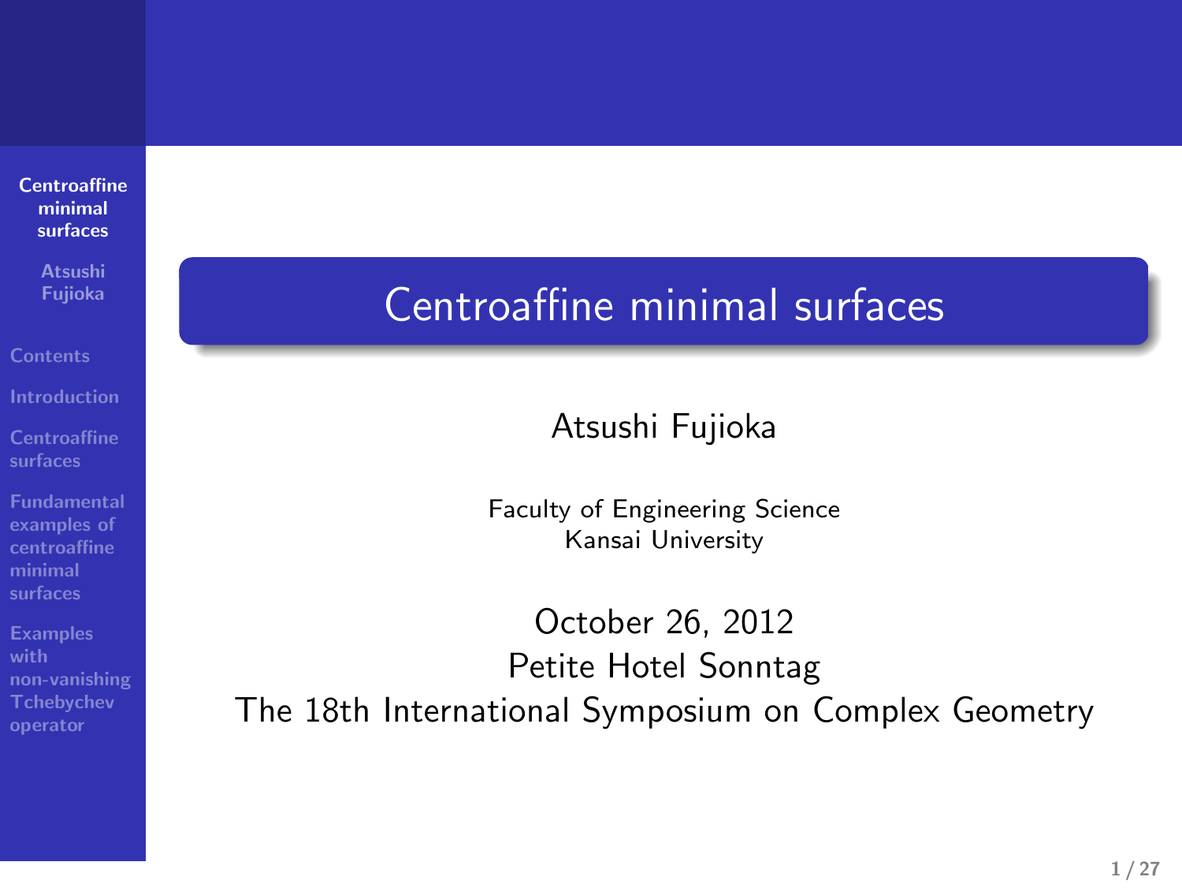# Centroaffine minimal surfaces

Atsushi Fujioka

Faculty of Engineering Science
Kansai University

October 26, 2012
Petite Hotel Sonntag
The 18th International Symposium on Complex Geometry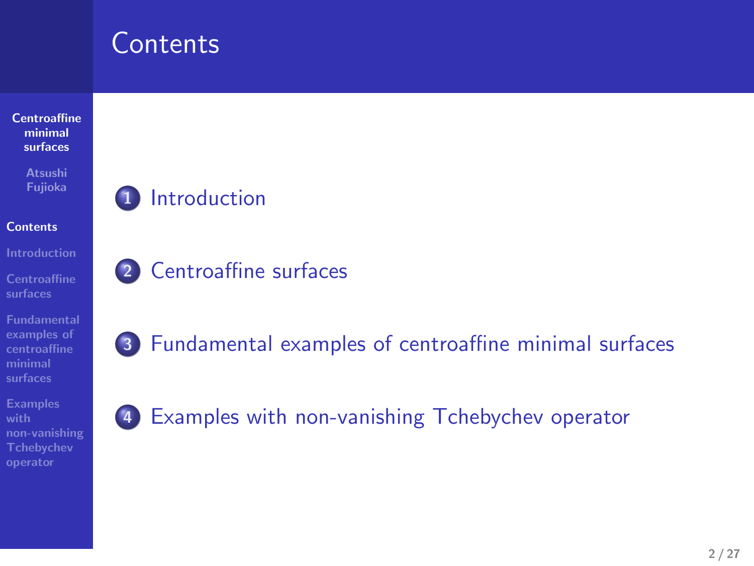# Contents

1. Introduction

2. Centroaffine surfaces

3. Fundamental examples of centroaffine minimal surfaces

4. Examples with non-vanishing Tchebychev operator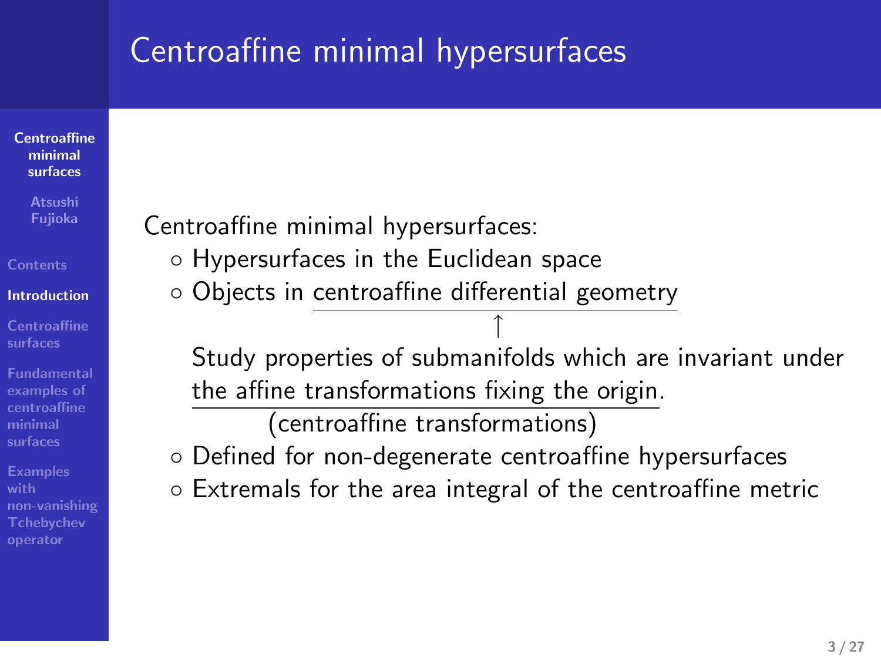# Centroaffine minimal hypersurfaces

Centroaffine minimal hypersurfaces:

- ◦ Hypersurfaces in the Euclidean space
- ◦ Objects in centroaffine differential geometry

  ↑

  Study properties of submanifolds which are invariant under the affine transformations fixing the origin.
  (centroaffine transformations)
- ◦ Defined for non-degenerate centroaffine hypersurfaces
- ◦ Extremals for the area integral of the centroaffine metric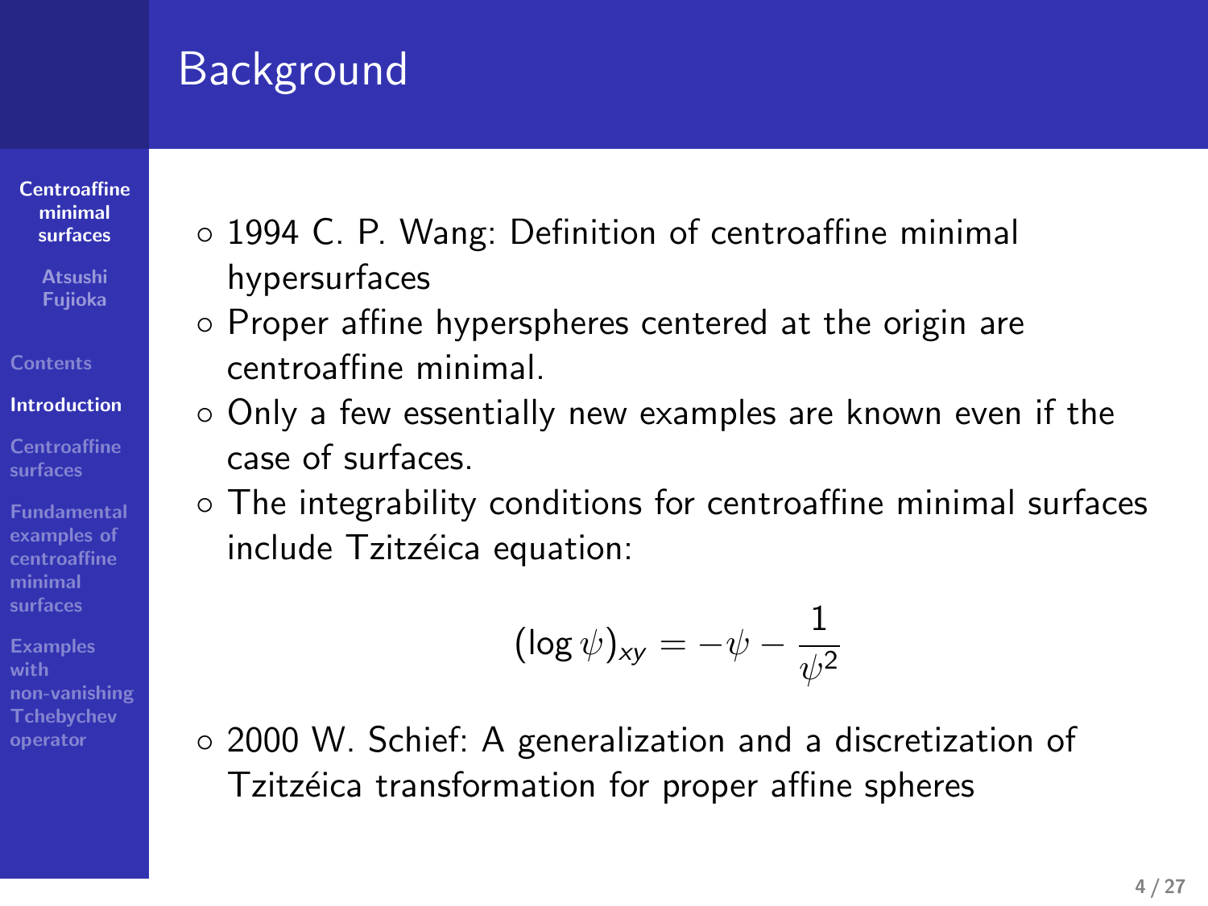# Background

- 1994 C. P. Wang: Definition of centroaffine minimal hypersurfaces
- Proper affine hyperspheres centered at the origin are centroaffine minimal.
- Only a few essentially new examples are known even if the case of surfaces.
- The integrability conditions for centroaffine minimal surfaces include Tzitzéica equation:

$$(\log \psi)_{xy} = -\psi - \frac{1}{\psi^2}$$

- 2000 W. Schief: A generalization and a discretization of Tzitzéica transformation for proper affine spheres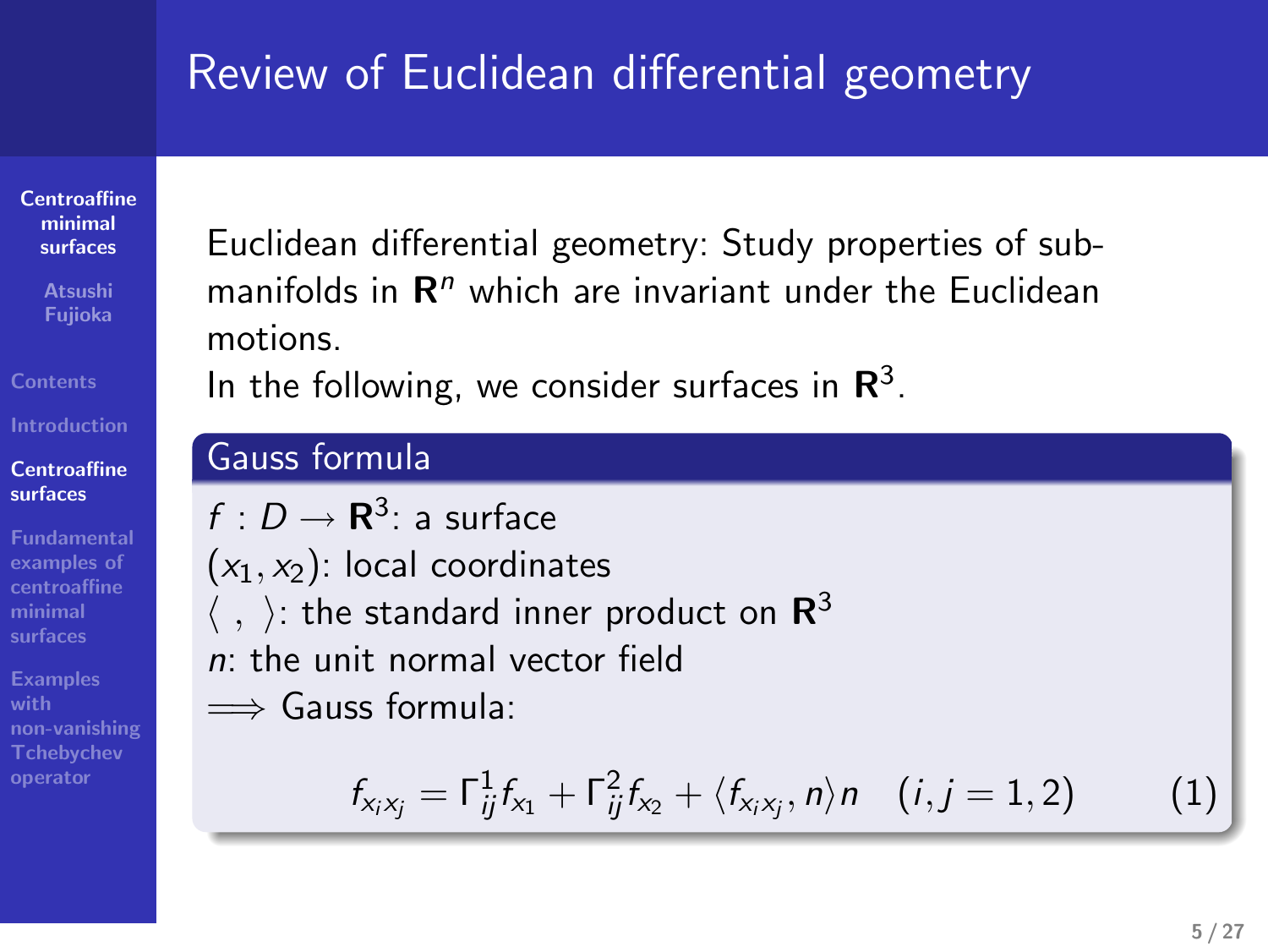# Review of Euclidean differential geometry

Euclidean differential geometry: Study properties of submanifolds in $\mathbf{R}^n$ which are invariant under the Euclidean motions.
In the following, we consider surfaces in $\mathbf{R}^3$.

### Gauss formula

$f : D \to \mathbf{R}^3$: a surface
$(x_1, x_2)$: local coordinates
$\langle \ , \ \rangle$: the standard inner product on $\mathbf{R}^3$
$n$: the unit normal vector field
$\Longrightarrow$ Gauss formula:

$$f_{x_i x_j} = \Gamma_{ij}^1 f_{x_1} + \Gamma_{ij}^2 f_{x_2} + \langle f_{x_i x_j}, n \rangle n \quad (i, j = 1, 2) \tag{1}$$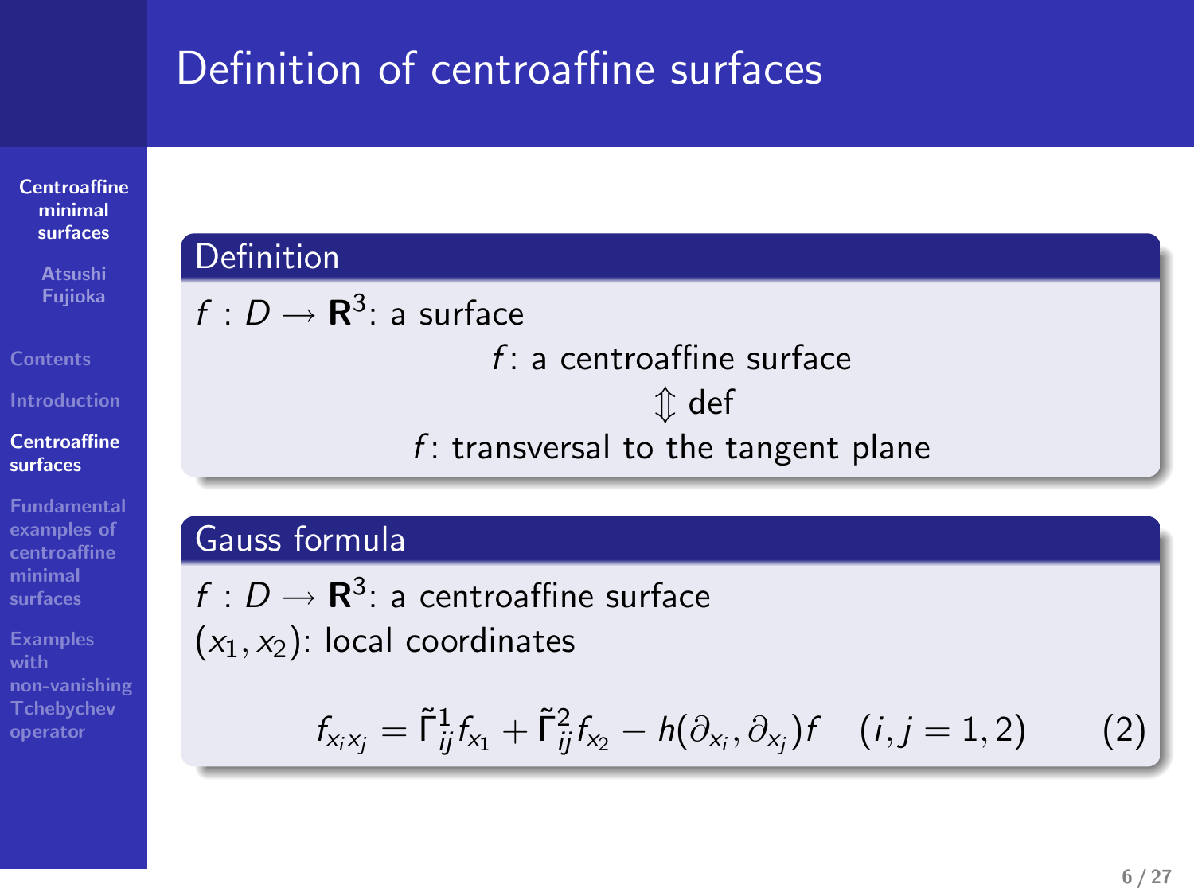# Definition of centroaffine surfaces

## Definition

$f : D \to \mathbf{R}^3$: a surface

$$f\text{: a centroaffine surface} \quad \overset{\text{def}}{\Updownarrow} \quad f\text{: transversal to the tangent plane}$$

## Gauss formula

$f : D \to \mathbf{R}^3$: a centroaffine surface

$(x_1, x_2)$: local coordinates

$$f_{x_i x_j} = \tilde{\Gamma}_{ij}^1 f_{x_1} + \tilde{\Gamma}_{ij}^2 f_{x_2} - h(\partial_{x_i}, \partial_{x_j}) f \quad (i, j = 1, 2) \tag{2}$$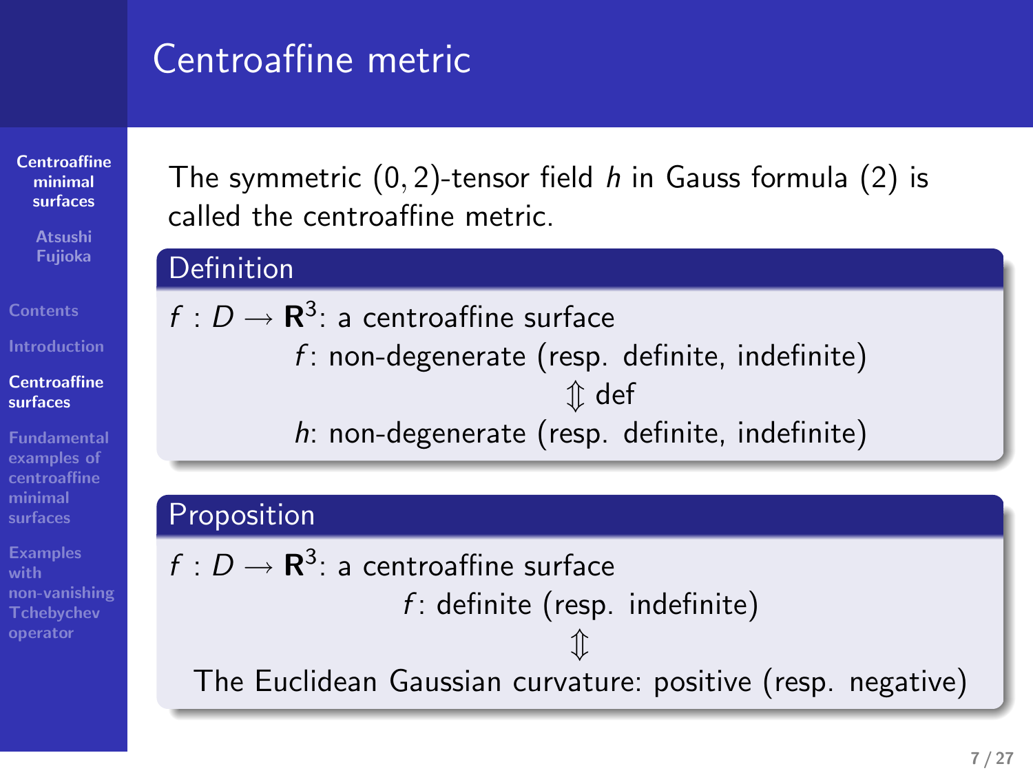# Centroaffine metric

The symmetric $(0, 2)$-tensor field $h$ in Gauss formula (2) is called the centroaffine metric.

**Definition**

$f : D \to \mathbf{R}^3$: a centroaffine surface

$f$: non-degenerate (resp. definite, indefinite)

$\Updownarrow$ def

$h$: non-degenerate (resp. definite, indefinite)

**Proposition**

$f : D \to \mathbf{R}^3$: a centroaffine surface

$f$: definite (resp. indefinite)

$\Updownarrow$

The Euclidean Gaussian curvature: positive (resp. negative)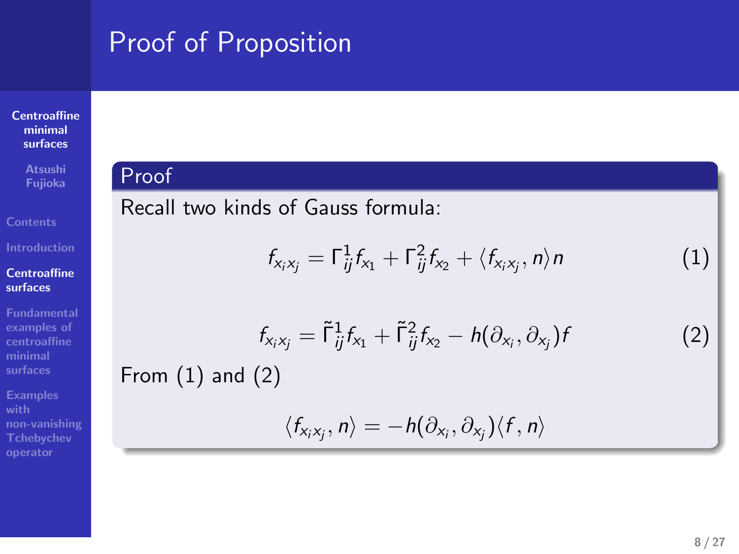# Proof of Proposition

## Proof

Recall two kinds of Gauss formula:

$$f_{x_i x_j} = \Gamma_{ij}^1 f_{x_1} + \Gamma_{ij}^2 f_{x_2} + \langle f_{x_i x_j}, n \rangle n \tag{1}$$

$$f_{x_i x_j} = \tilde{\Gamma}_{ij}^1 f_{x_1} + \tilde{\Gamma}_{ij}^2 f_{x_2} - h(\partial_{x_i}, \partial_{x_j}) f \tag{2}$$

From (1) and (2)

$$\langle f_{x_i x_j}, n \rangle = -h(\partial_{x_i}, \partial_{x_j}) \langle f, n \rangle$$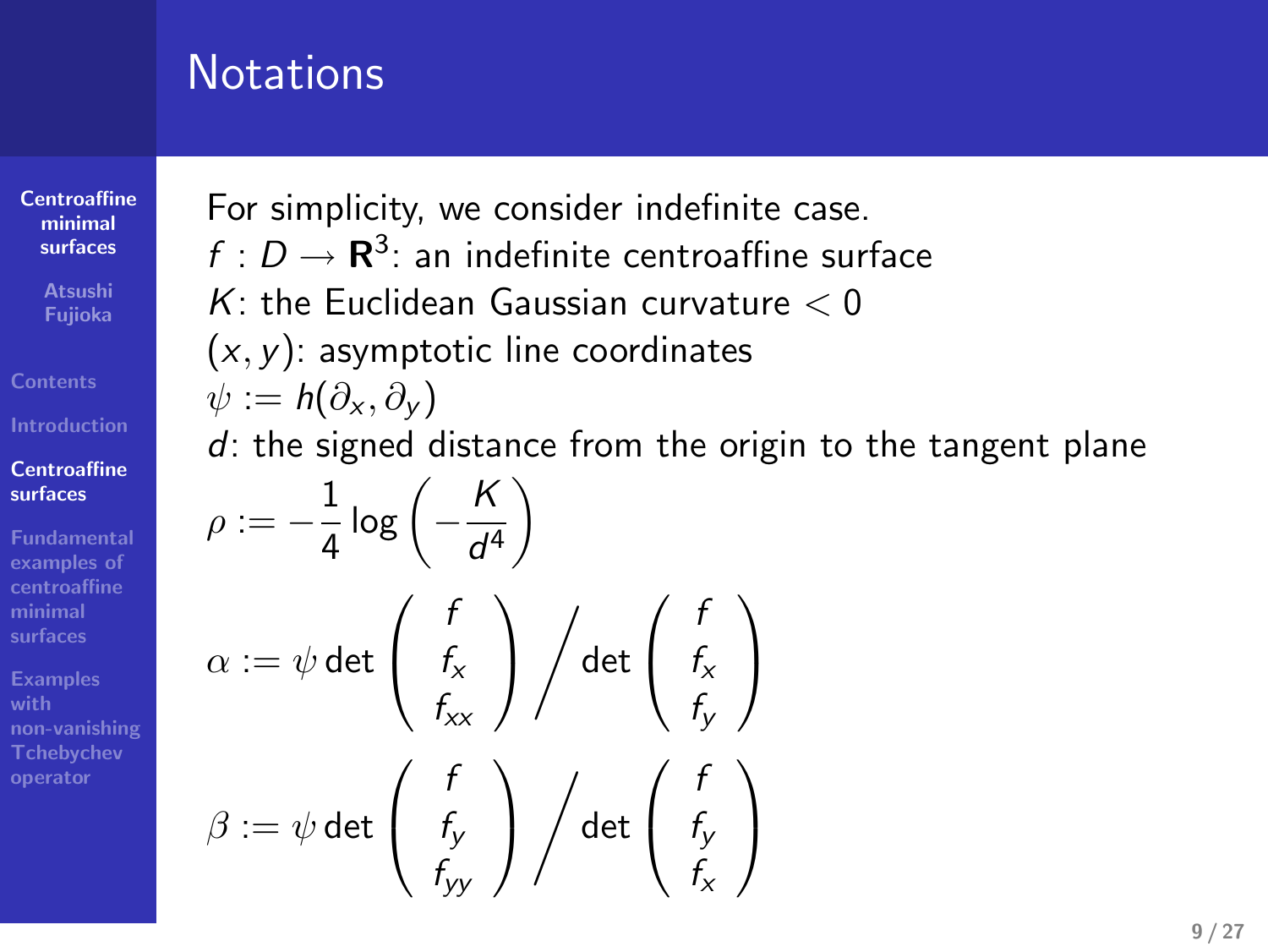# Notations

For simplicity, we consider indefinite case.

$f : D \to \mathbf{R}^3$: an indefinite centroaffine surface

$K$: the Euclidean Gaussian curvature $< 0$

$(x, y)$: asymptotic line coordinates

$\psi := h(\partial_x, \partial_y)$

$d$: the signed distance from the origin to the tangent plane

$$\rho := -\frac{1}{4} \log \left( -\frac{K}{d^4} \right)$$

$$\alpha := \psi \det \begin{pmatrix} f \\ f_x \\ f_{xx} \end{pmatrix} \Big/ \det \begin{pmatrix} f \\ f_x \\ f_y \end{pmatrix}$$

$$\beta := \psi \det \begin{pmatrix} f \\ f_y \\ f_{yy} \end{pmatrix} \Big/ \det \begin{pmatrix} f \\ f_y \\ f_x \end{pmatrix}$$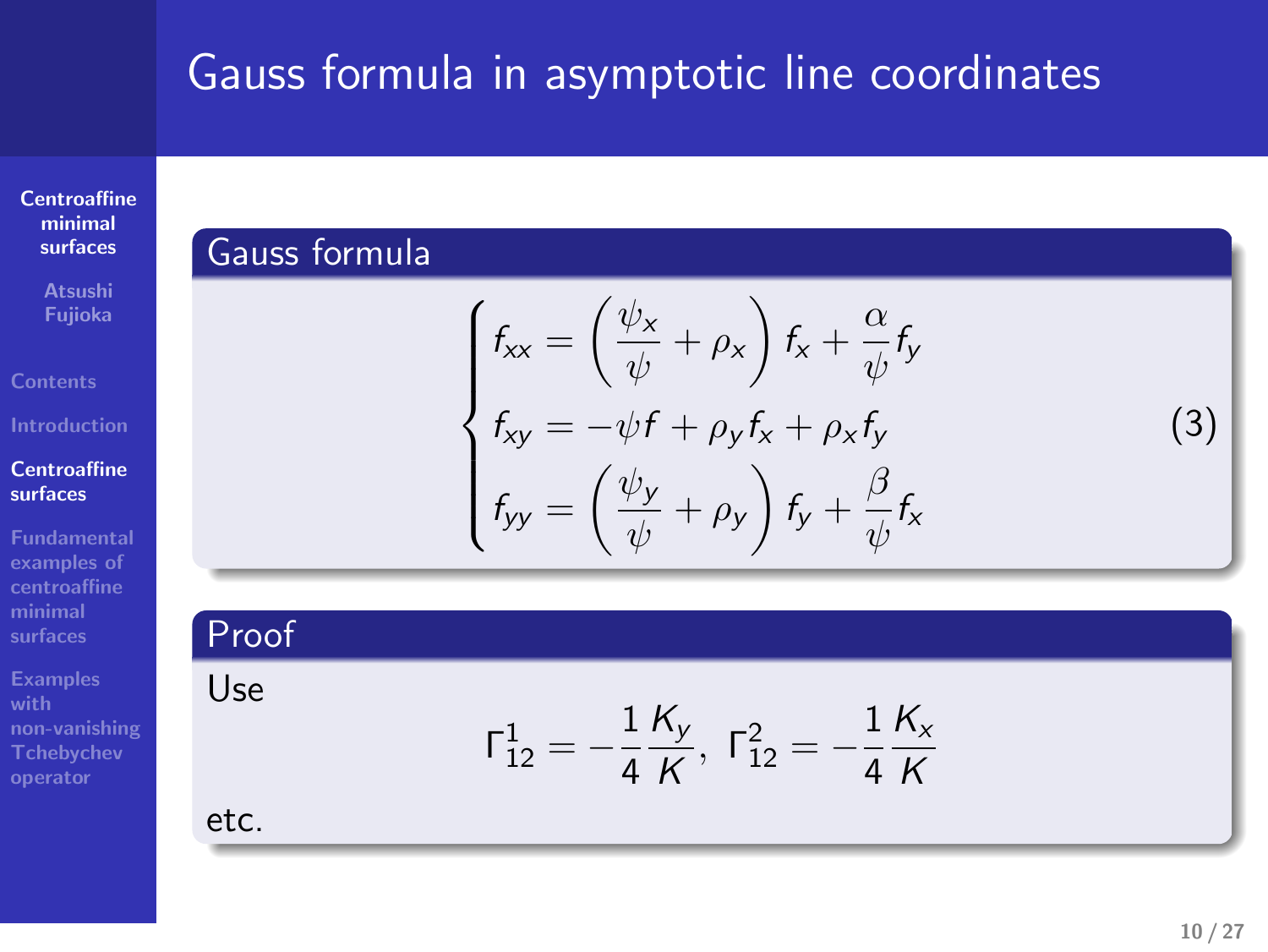# Gauss formula in asymptotic line coordinates

## Gauss formula

$$
\begin{cases}
f_{xx} = \left( \dfrac{\psi_x}{\psi} + \rho_x \right) f_x + \dfrac{\alpha}{\psi} f_y \\
f_{xy} = -\psi f + \rho_y f_x + \rho_x f_y \\
f_{yy} = \left( \dfrac{\psi_y}{\psi} + \rho_y \right) f_y + \dfrac{\beta}{\psi} f_x
\end{cases}
\tag{3}
$$

## Proof

Use

$$
\Gamma_{12}^1 = -\frac{1}{4}\frac{K_y}{K}, \ \Gamma_{12}^2 = -\frac{1}{4}\frac{K_x}{K}
$$

etc.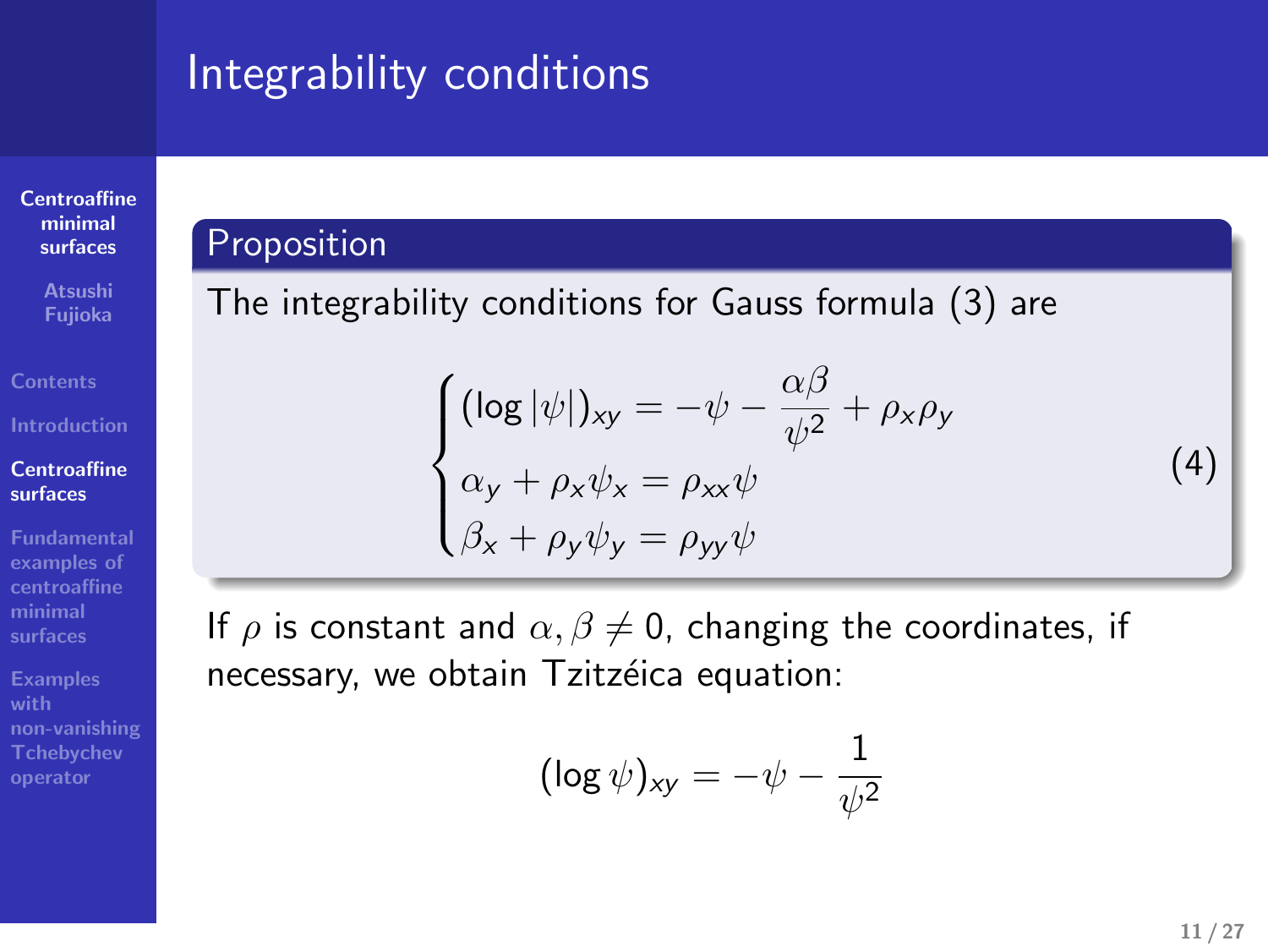# Integrability conditions

**Proposition**

The integrability conditions for Gauss formula (3) are

$$\begin{cases} (\log|\psi|)_{xy} = -\psi - \dfrac{\alpha\beta}{\psi^2} + \rho_x\rho_y \\ \alpha_y + \rho_x\psi_x = \rho_{xx}\psi \\ \beta_x + \rho_y\psi_y = \rho_{yy}\psi \end{cases} \tag{4}$$

If $\rho$ is constant and $\alpha, \beta \neq 0$, changing the coordinates, if necessary, we obtain Tzitzéica equation:

$$(\log\psi)_{xy} = -\psi - \frac{1}{\psi^2}$$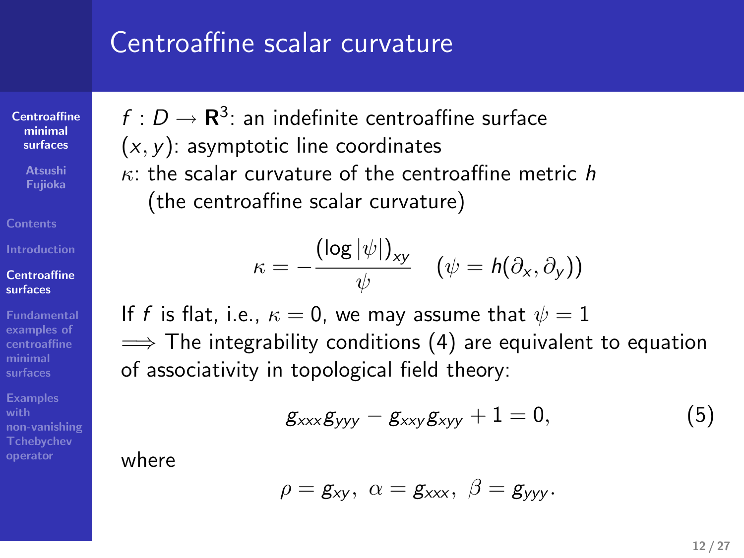# Centroaffine scalar curvature

$f : D \to \mathbf{R}^3$: an indefinite centroaffine surface
$(x, y)$: asymptotic line coordinates
$\kappa$: the scalar curvature of the centroaffine metric $h$
(the centroaffine scalar curvature)

$$\kappa = -\frac{(\log|\psi|)_{xy}}{\psi} \quad (\psi = h(\partial_x, \partial_y))$$

If $f$ is flat, i.e., $\kappa = 0$, we may assume that $\psi = 1$
$\Longrightarrow$ The integrability conditions (4) are equivalent to equation of associativity in topological field theory:

$$g_{xxx}g_{yyy} - g_{xxy}g_{xyy} + 1 = 0, \tag{5}$$

where

$$\rho = g_{xy},\ \alpha = g_{xxx},\ \beta = g_{yyy}.$$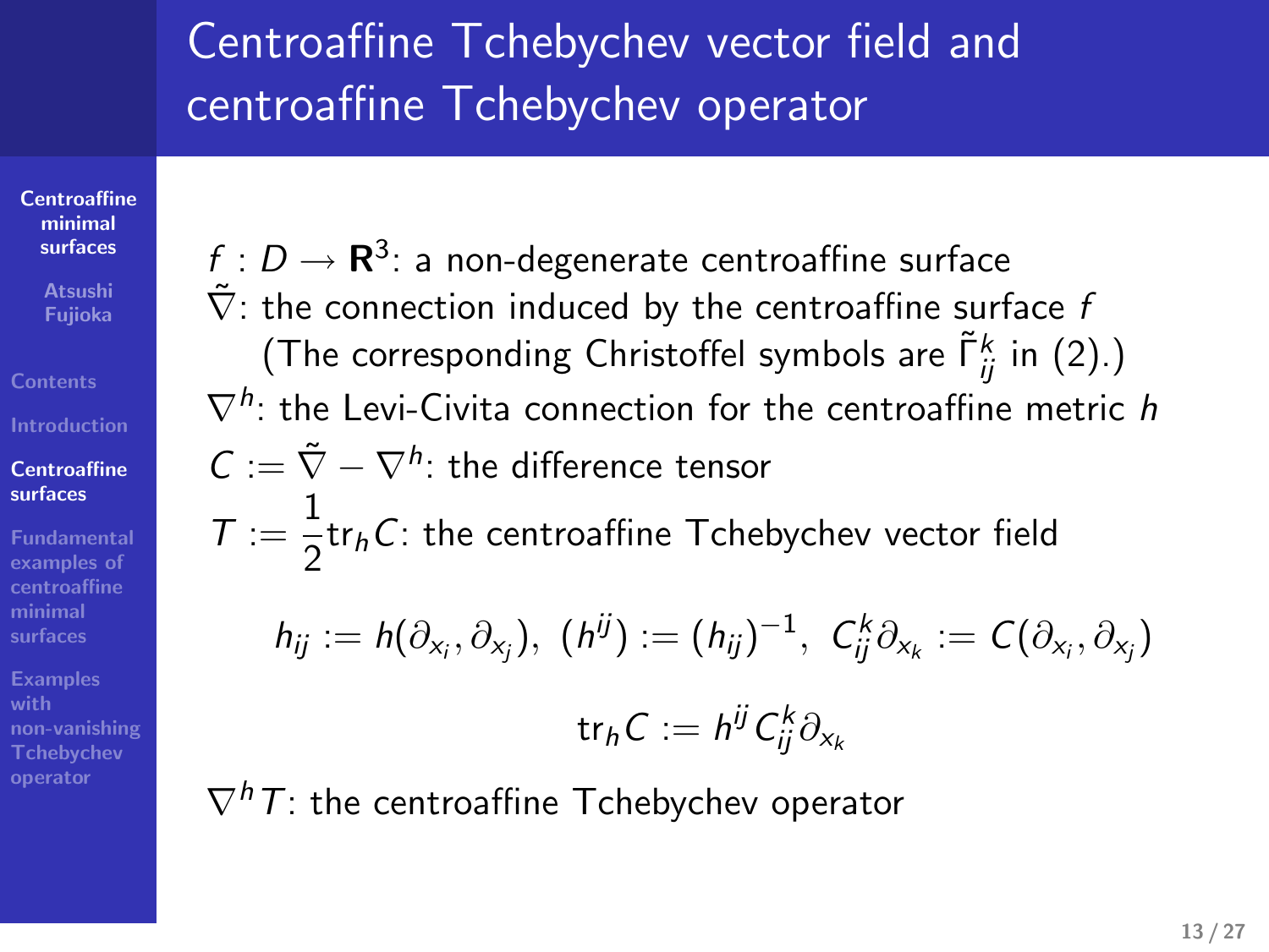# Centroaffine Tchebychev vector field and centroaffine Tchebychev operator

$f : D \to \mathbf{R}^3$: a non-degenerate centroaffine surface

$\tilde{\nabla}$: the connection induced by the centroaffine surface $f$
(The corresponding Christoffel symbols are $\tilde{\Gamma}_{ij}^k$ in (2).)

$\nabla^h$: the Levi-Civita connection for the centroaffine metric $h$

$C := \tilde{\nabla} - \nabla^h$: the difference tensor

$T := \dfrac{1}{2}\mathrm{tr}_h C$: the centroaffine Tchebychev vector field

$$h_{ij} := h(\partial_{x_i}, \partial_{x_j}), \ (h^{ij}) := (h_{ij})^{-1}, \ C_{ij}^k \partial_{x_k} := C(\partial_{x_i}, \partial_{x_j})$$

$$\mathrm{tr}_h C := h^{ij} C_{ij}^k \partial_{x_k}$$

$\nabla^h T$: the centroaffine Tchebychev operator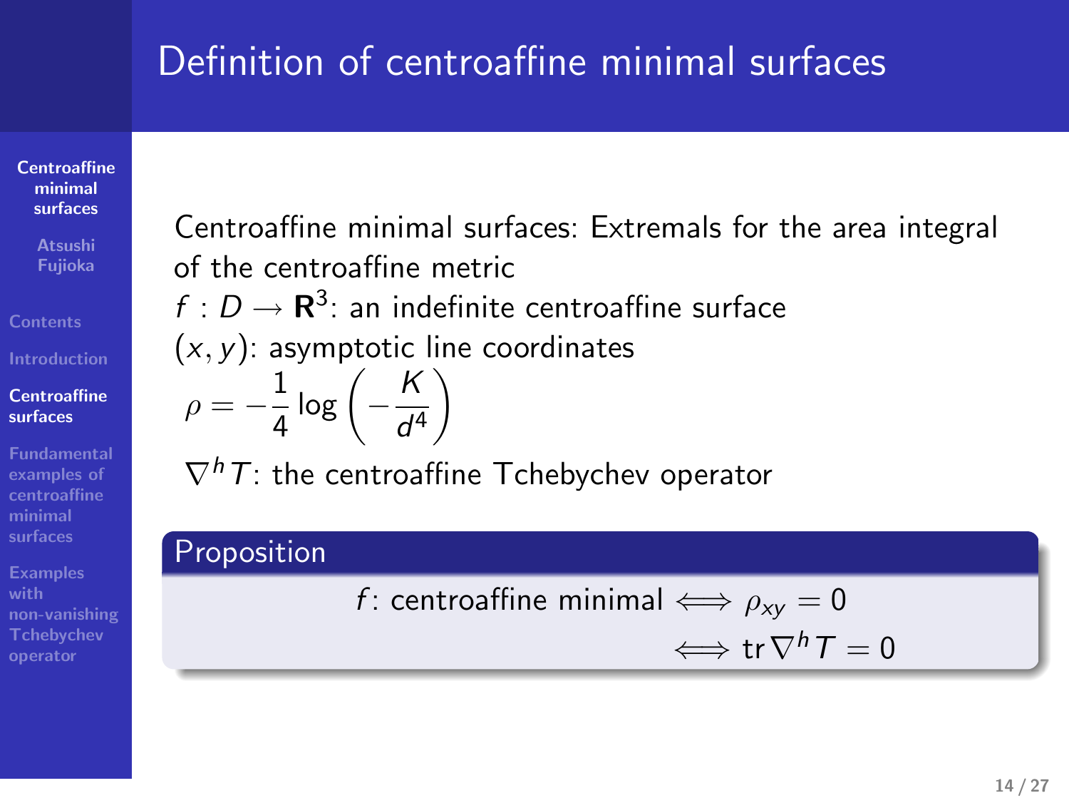# Definition of centroaffine minimal surfaces

Centroaffine minimal surfaces: Extremals for the area integral of the centroaffine metric

$f : D \to \mathbf{R}^3$: an indefinite centroaffine surface

$(x, y)$: asymptotic line coordinates

$\rho = -\dfrac{1}{4} \log\left(-\dfrac{K}{d^4}\right)$

$\nabla^h T$: the centroaffine Tchebychev operator

**Proposition**

$$f\text{: centroaffine minimal} \iff \rho_{xy} = 0$$
$$\iff \operatorname{tr} \nabla^h T = 0$$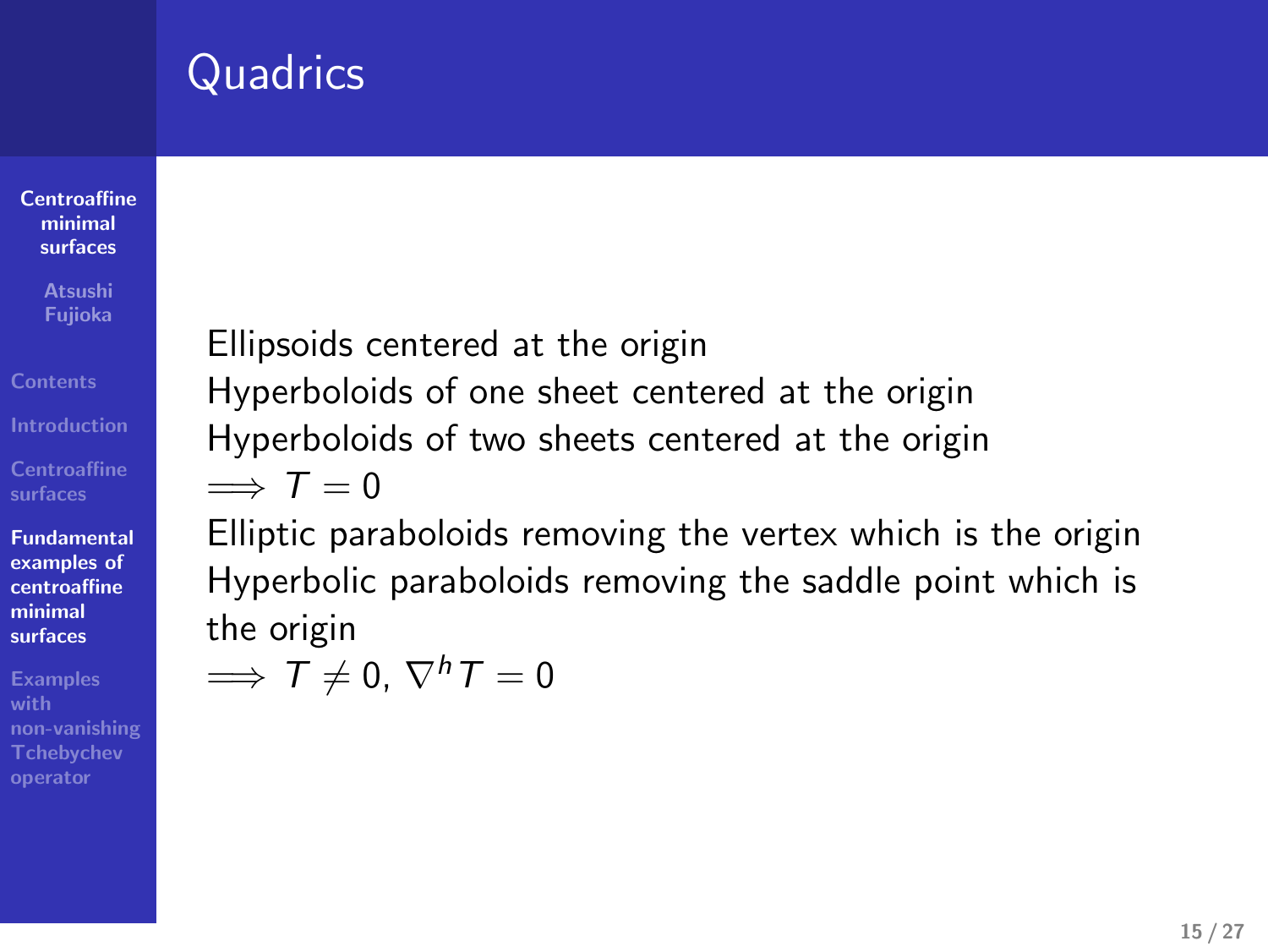# Quadrics

Ellipsoids centered at the origin
Hyperboloids of one sheet centered at the origin
Hyperboloids of two sheets centered at the origin
$\Longrightarrow T = 0$
Elliptic paraboloids removing the vertex which is the origin
Hyperbolic paraboloids removing the saddle point which is the origin
$\Longrightarrow T \neq 0$, $\nabla^h T = 0$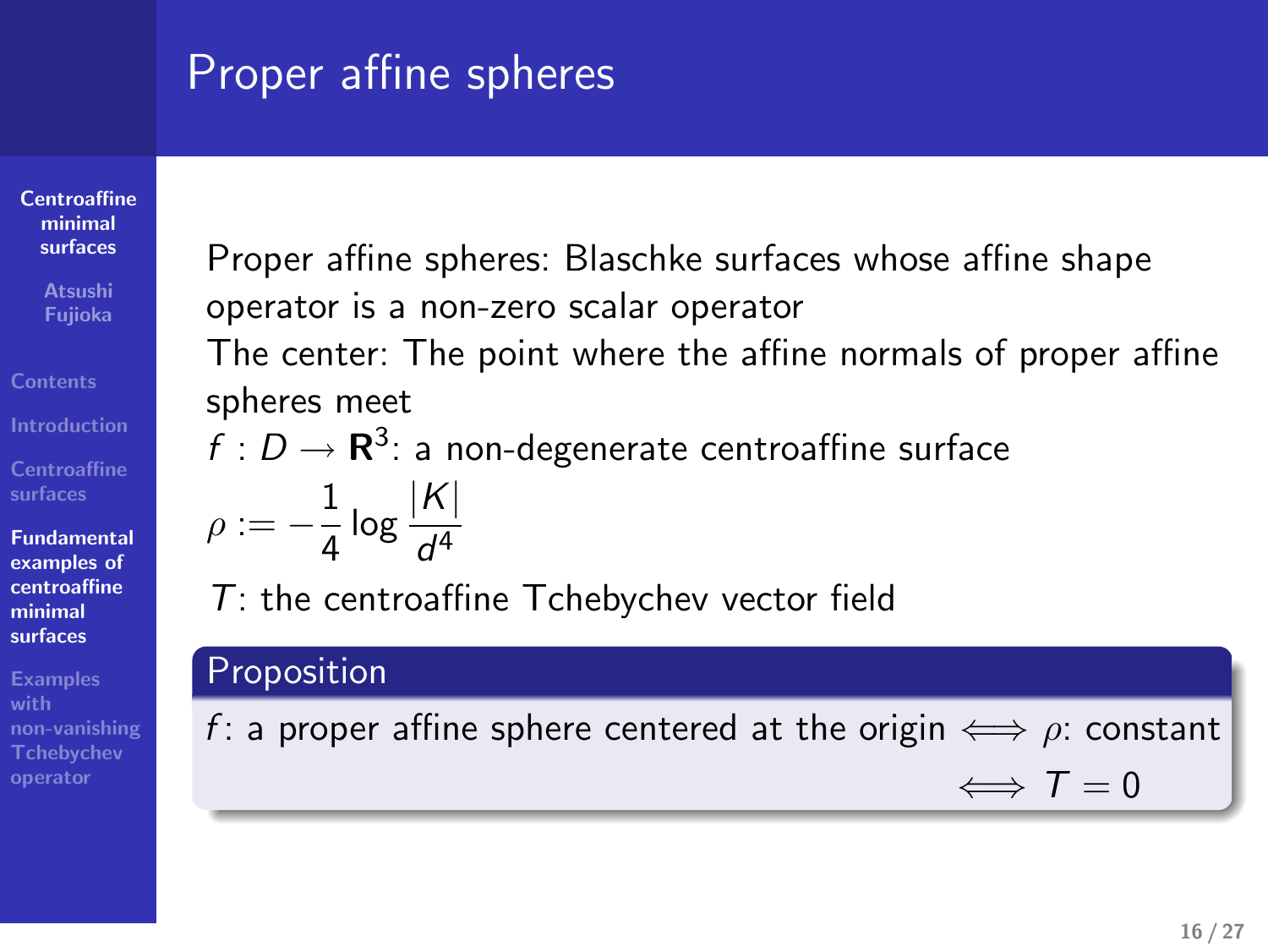# Proper affine spheres

Proper affine spheres: Blaschke surfaces whose affine shape operator is a non-zero scalar operator

The center: The point where the affine normals of proper affine spheres meet

$f : D \to \mathbf{R}^3$: a non-degenerate centroaffine surface

$$\rho := -\frac{1}{4} \log \frac{|K|}{d^4}$$

$T$: the centroaffine Tchebychev vector field

**Proposition**

$f$: a proper affine sphere centered at the origin $\iff \rho$: constant

$\iff T = 0$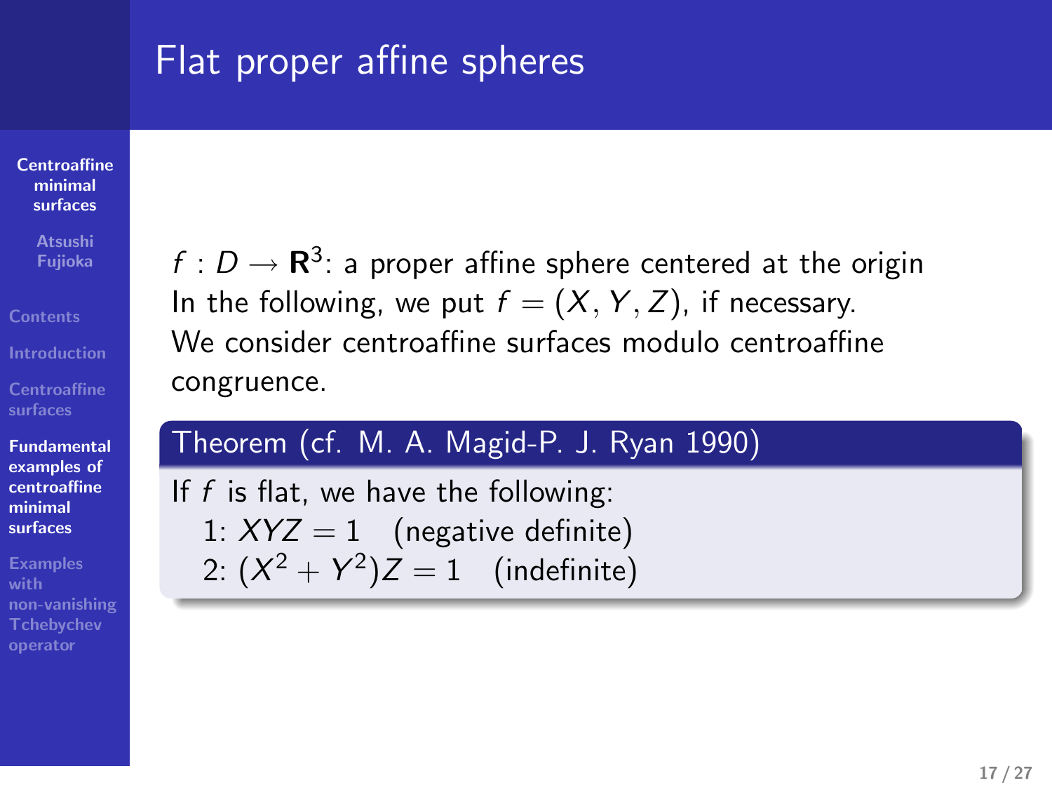# Flat proper affine spheres

$f : D \to \mathbf{R}^3$: a proper affine sphere centered at the origin
In the following, we put $f = (X, Y, Z)$, if necessary.
We consider centroaffine surfaces modulo centroaffine congruence.

**Theorem (cf. M. A. Magid-P. J. Ryan 1990)**

If $f$ is flat, we have the following:

1: $XYZ = 1$ (negative definite)
2: $(X^2 + Y^2)Z = 1$ (indefinite)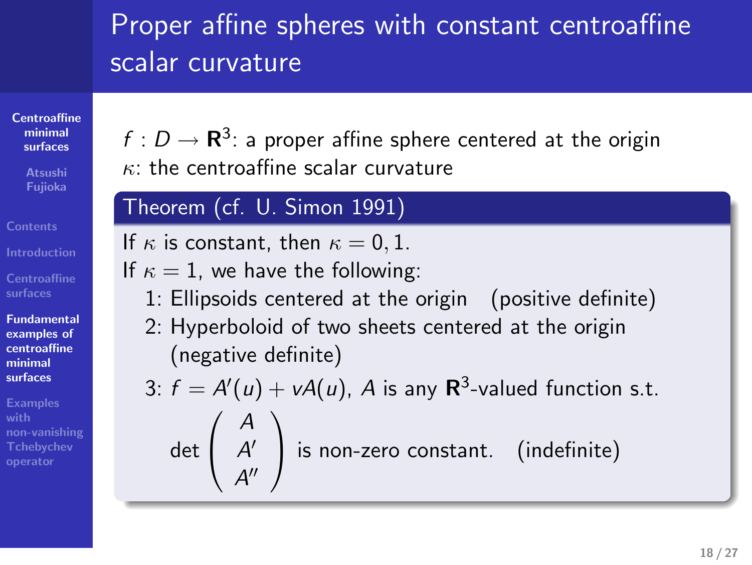# Proper affine spheres with constant centroaffine scalar curvature

$f : D \to \mathbf{R}^3$: a proper affine sphere centered at the origin
$\kappa$: the centroaffine scalar curvature

**Theorem (cf. U. Simon 1991)**

If $\kappa$ is constant, then $\kappa = 0, 1$.
If $\kappa = 1$, we have the following:

1: Ellipsoids centered at the origin (positive definite)

2: Hyperboloid of two sheets centered at the origin (negative definite)

3: $f = A'(u) + vA(u)$, $A$ is any $\mathbf{R}^3$-valued function s.t.

$$\det \begin{pmatrix} A \\ A' \\ A'' \end{pmatrix} \text{ is non-zero constant.} \quad \text{(indefinite)}$$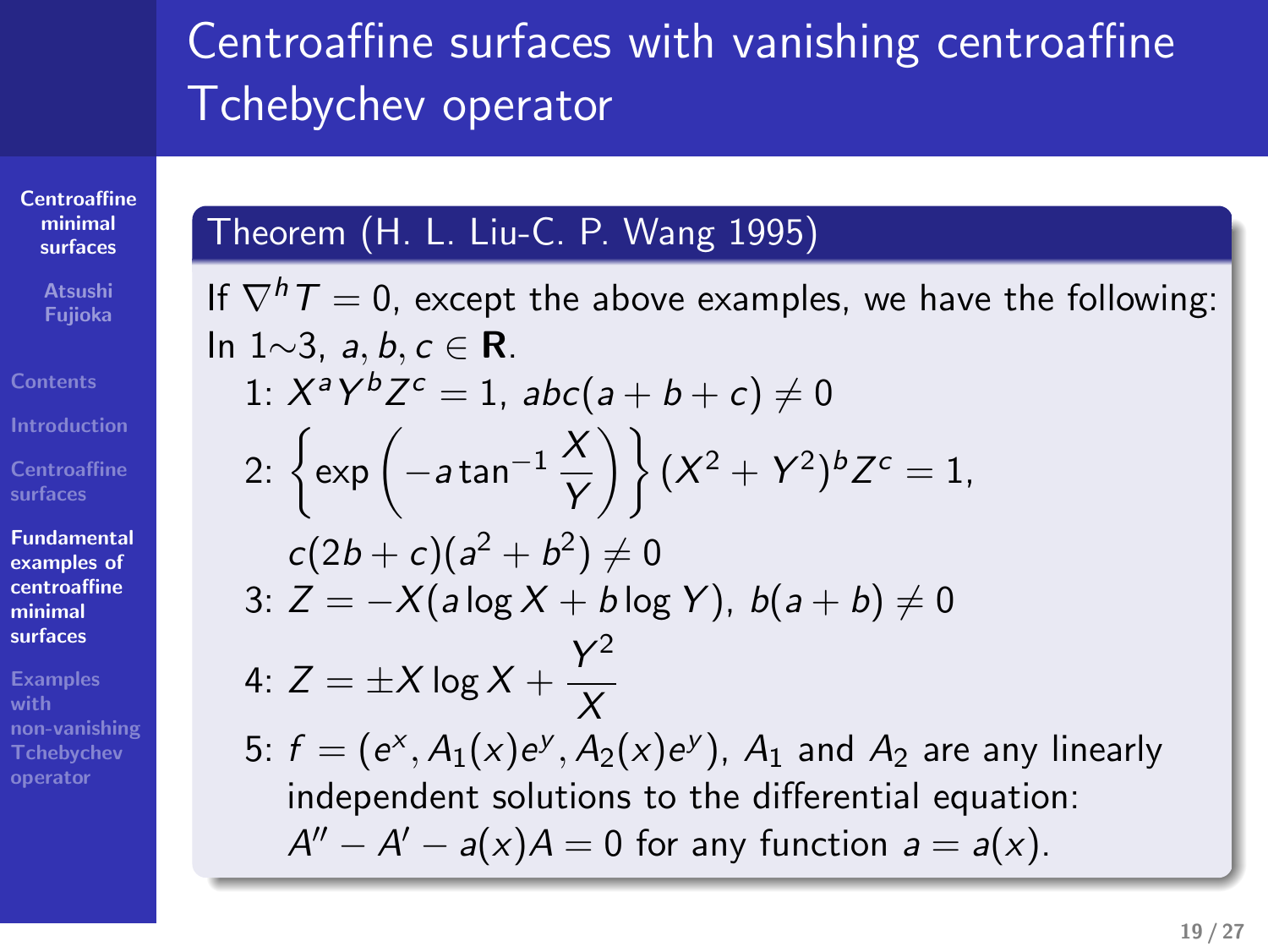# Centroaffine surfaces with vanishing centroaffine Tchebychev operator

**Theorem (H. L. Liu-C. P. Wang 1995)**

If $\nabla^h T = 0$, except the above examples, we have the following:
In 1∼3, $a, b, c \in \mathbf{R}$.

1: $X^a Y^b Z^c = 1$, $abc(a+b+c) \neq 0$

2: $\left\{ \exp\left(-a \tan^{-1} \dfrac{X}{Y}\right) \right\} (X^2 + Y^2)^b Z^c = 1$,
$c(2b+c)(a^2+b^2) \neq 0$

3: $Z = -X(a \log X + b \log Y)$, $b(a+b) \neq 0$

4: $Z = \pm X \log X + \dfrac{Y^2}{X}$

5: $f = (e^x, A_1(x)e^y, A_2(x)e^y)$, $A_1$ and $A_2$ are any linearly independent solutions to the differential equation:
$A'' - A' - a(x)A = 0$ for any function $a = a(x)$.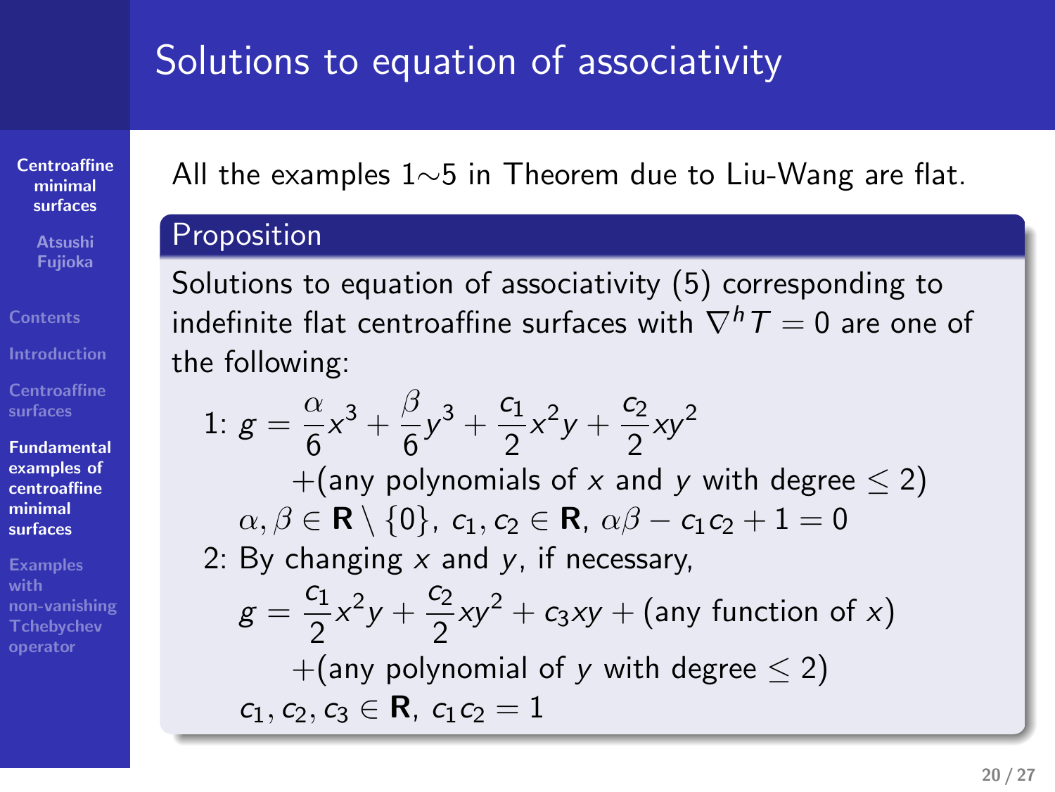# Solutions to equation of associativity

All the examples 1∼5 in Theorem due to Liu-Wang are flat.

**Proposition**

Solutions to equation of associativity (5) corresponding to indefinite flat centroaffine surfaces with $\nabla^h T = 0$ are one of the following:

1: $g = \dfrac{\alpha}{6}x^3 + \dfrac{\beta}{6}y^3 + \dfrac{c_1}{2}x^2y + \dfrac{c_2}{2}xy^2$
$\quad +$(any polynomials of $x$ and $y$ with degree $\leq 2$)

$\alpha, \beta \in \mathbf{R} \setminus \{0\}$, $c_1, c_2 \in \mathbf{R}$, $\alpha\beta - c_1c_2 + 1 = 0$

2: By changing $x$ and $y$, if necessary,

$g = \dfrac{c_1}{2}x^2y + \dfrac{c_2}{2}xy^2 + c_3xy +$ (any function of $x$)
$\quad +$(any polynomial of $y$ with degree $\leq 2$)

$c_1, c_2, c_3 \in \mathbf{R}$, $c_1c_2 = 1$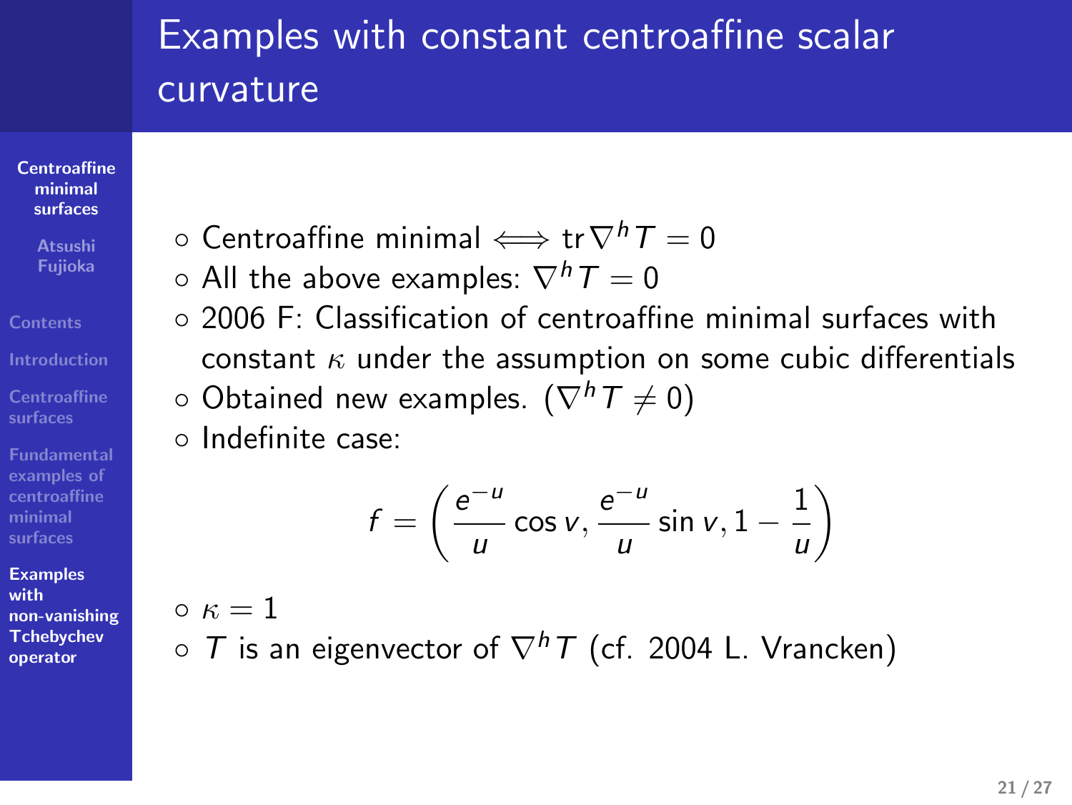# Examples with constant centroaffine scalar curvature

- Centroaffine minimal $\Longleftrightarrow \operatorname{tr} \nabla^h T = 0$
- All the above examples: $\nabla^h T = 0$
- 2006 F: Classification of centroaffine minimal surfaces with constant $\kappa$ under the assumption on some cubic differentials
- Obtained new examples. ($\nabla^h T \neq 0$)
- Indefinite case:

$$f = \left( \frac{e^{-u}}{u} \cos v, \frac{e^{-u}}{u} \sin v, 1 - \frac{1}{u} \right)$$

- $\kappa = 1$
- $T$ is an eigenvector of $\nabla^h T$ (cf. 2004 L. Vrancken)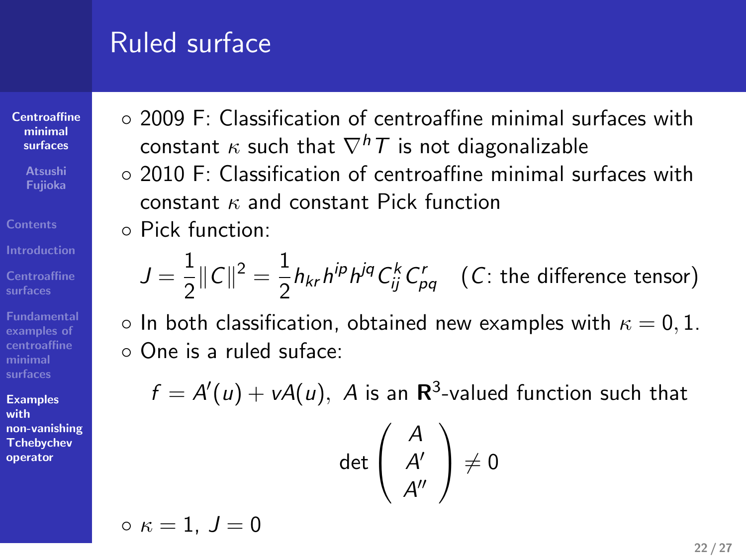# Ruled surface

- 2009 F: Classification of centroaffine minimal surfaces with constant $\kappa$ such that $\nabla^h T$ is not diagonalizable
- 2010 F: Classification of centroaffine minimal surfaces with constant $\kappa$ and constant Pick function
- Pick function:

$$J = \frac{1}{2}\|C\|^2 = \frac{1}{2} h_{kr} h^{ip} h^{jq} C_{ij}^k C_{pq}^r \quad (C\text{: the difference tensor})$$

- In both classification, obtained new examples with $\kappa = 0, 1$.
- One is a ruled suface:

$$f = A'(u) + vA(u), \text{ } A \text{ is an } \mathbf{R}^3\text{-valued function such that}$$

$$\det \begin{pmatrix} A \\ A' \\ A'' \end{pmatrix} \neq 0$$

- $\kappa = 1, \; J = 0$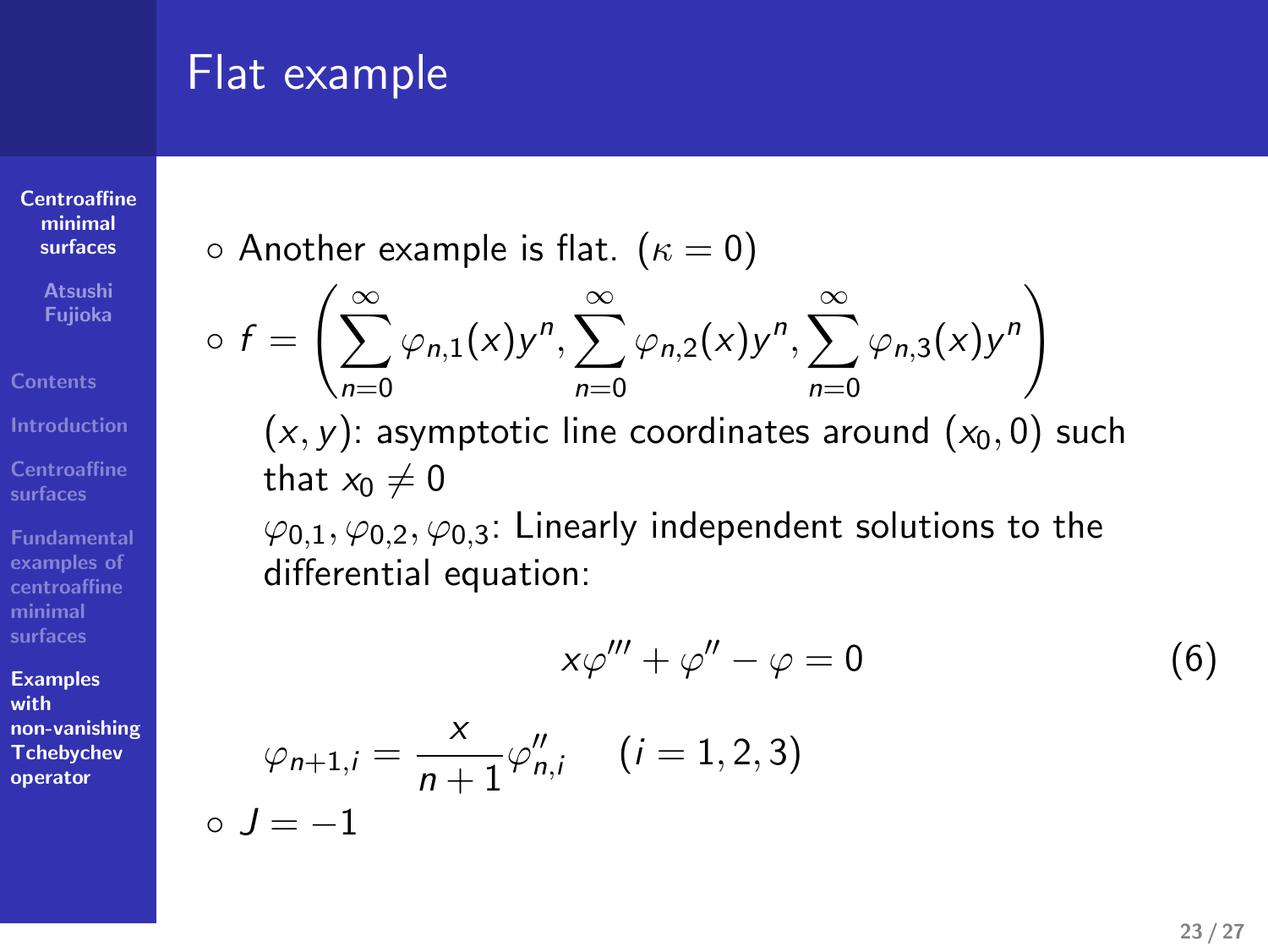# Flat example

- Another example is flat. $(\kappa = 0)$
- $f = \left( \sum_{n=0}^{\infty} \varphi_{n,1}(x) y^n, \sum_{n=0}^{\infty} \varphi_{n,2}(x) y^n, \sum_{n=0}^{\infty} \varphi_{n,3}(x) y^n \right)$

  $(x, y)$: asymptotic line coordinates around $(x_0, 0)$ such that $x_0 \neq 0$

  $\varphi_{0,1}, \varphi_{0,2}, \varphi_{0,3}$: Linearly independent solutions to the differential equation:

$$x\varphi''' + \varphi'' - \varphi = 0 \tag{6}$$

$$\varphi_{n+1,i} = \frac{x}{n+1} \varphi''_{n,i} \quad (i = 1, 2, 3)$$

- $J = -1$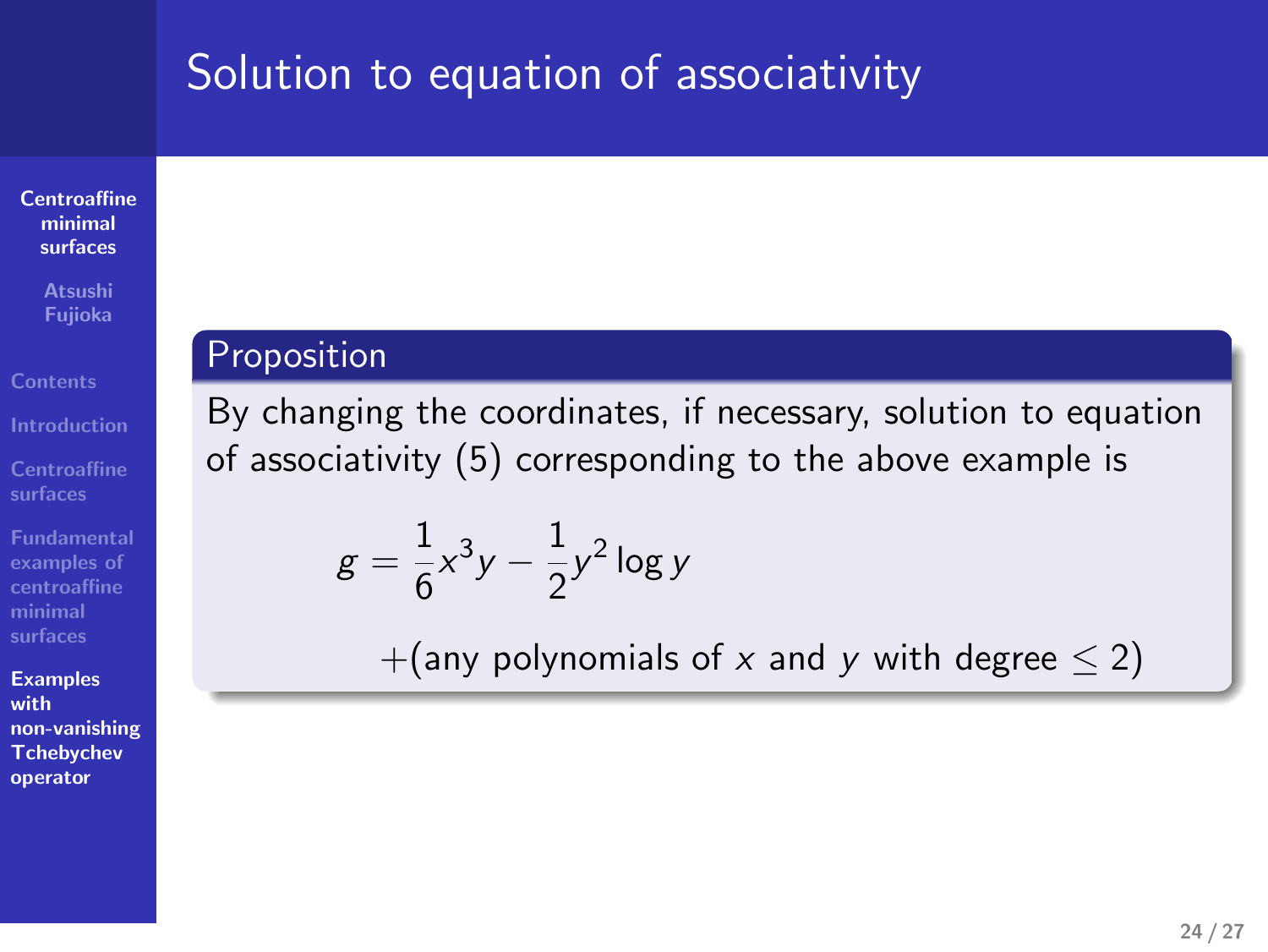# Solution to equation of associativity

**Proposition**

By changing the coordinates, if necessary, solution to equation of associativity (5) corresponding to the above example is

$$g = \frac{1}{6}x^3 y - \frac{1}{2}y^2 \log y$$

$$+(\text{any polynomials of } x \text{ and } y \text{ with degree} \leq 2)$$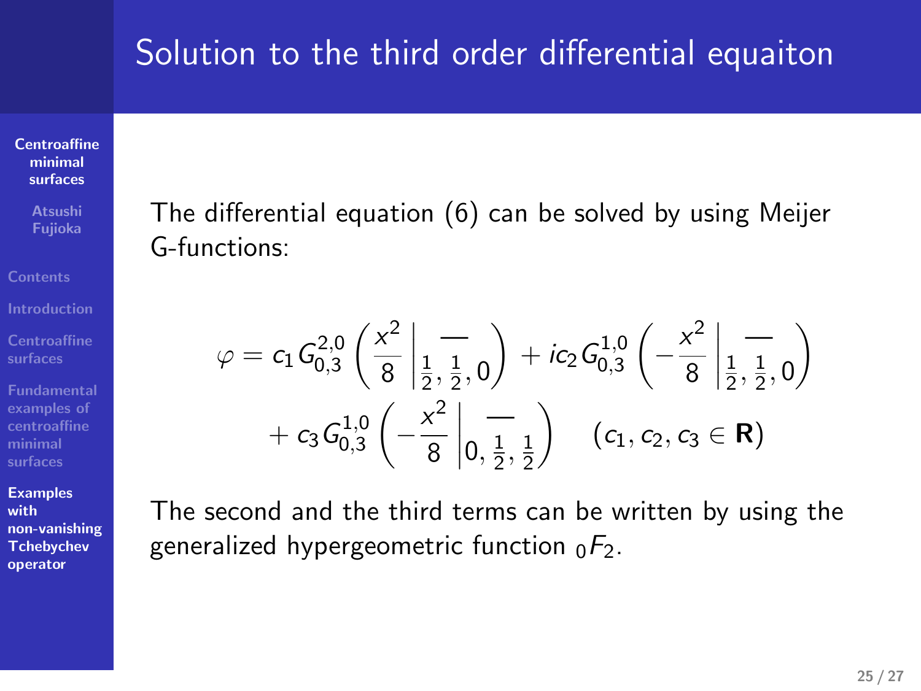# Solution to the third order differential equaiton

The differential equation (6) can be solved by using Meijer G-functions:

$$
\varphi = c_1 G^{2,0}_{0,3}\left(\frac{x^2}{8}\,\middle|\,\begin{matrix} — \\ \frac{1}{2}, \frac{1}{2}, 0 \end{matrix}\right) + ic_2 G^{1,0}_{0,3}\left(-\frac{x^2}{8}\,\middle|\,\begin{matrix} — \\ \frac{1}{2}, \frac{1}{2}, 0 \end{matrix}\right)
$$

$$
+ c_3 G^{1,0}_{0,3}\left(-\frac{x^2}{8}\,\middle|\,\begin{matrix} — \\ 0, \frac{1}{2}, \frac{1}{2} \end{matrix}\right) \quad (c_1, c_2, c_3 \in \mathbf{R})
$$

The second and the third terms can be written by using the generalized hypergeometric function ${}_0F_2$.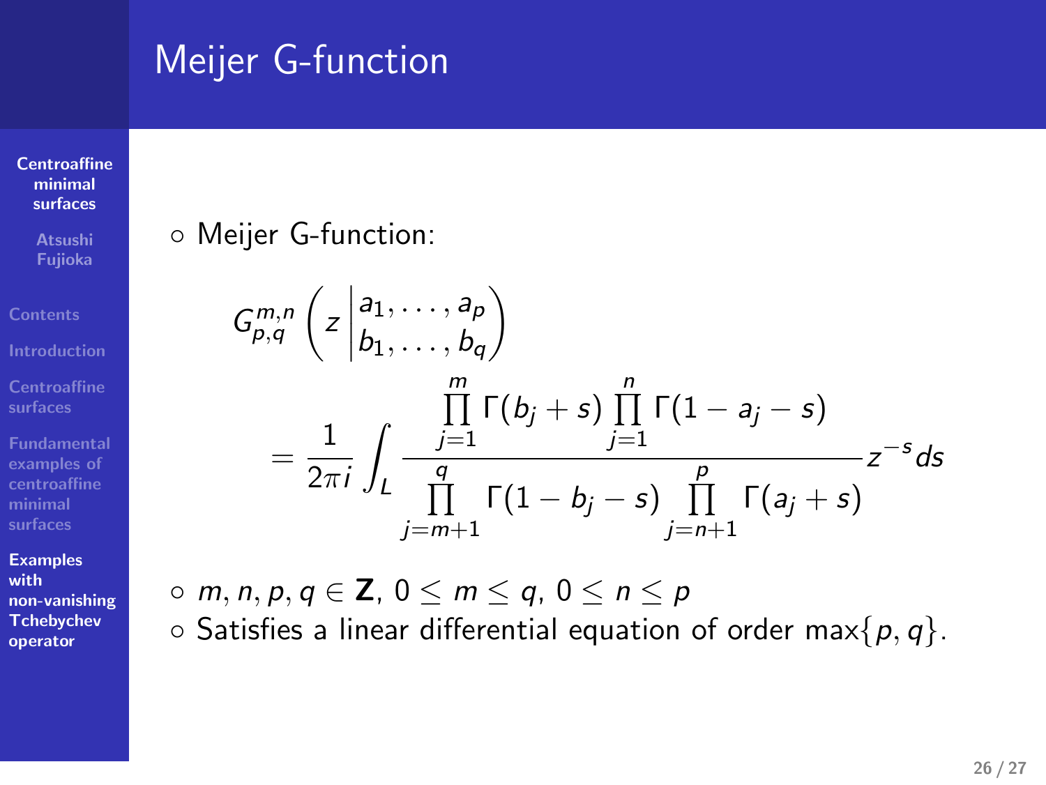# Meijer G-function

◦ Meijer G-function:

$$G^{m,n}_{p,q}\left(z \,\middle|\, \begin{matrix} a_1, \dots, a_p \\ b_1, \dots, b_q \end{matrix}\right) = \frac{1}{2\pi i} \int_L \frac{\prod_{j=1}^{m} \Gamma(b_j + s) \prod_{j=1}^{n} \Gamma(1 - a_j - s)}{\prod_{j=m+1}^{q} \Gamma(1 - b_j - s) \prod_{j=n+1}^{p} \Gamma(a_j + s)} z^{-s} ds$$

◦ $m, n, p, q \in \mathbf{Z}$, $0 \leq m \leq q$, $0 \leq n \leq p$

◦ Satisfies a linear differential equation of order $\max\{p, q\}$.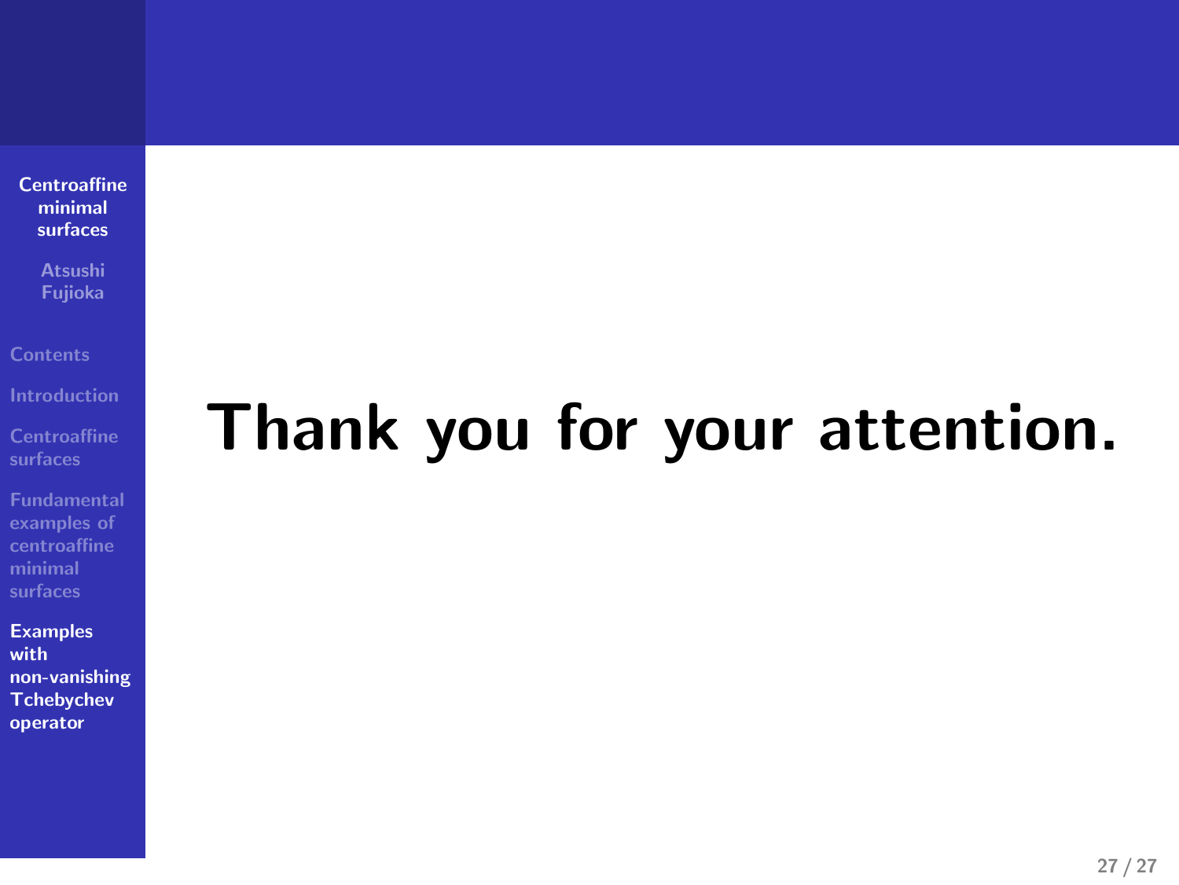# Thank you for your attention.